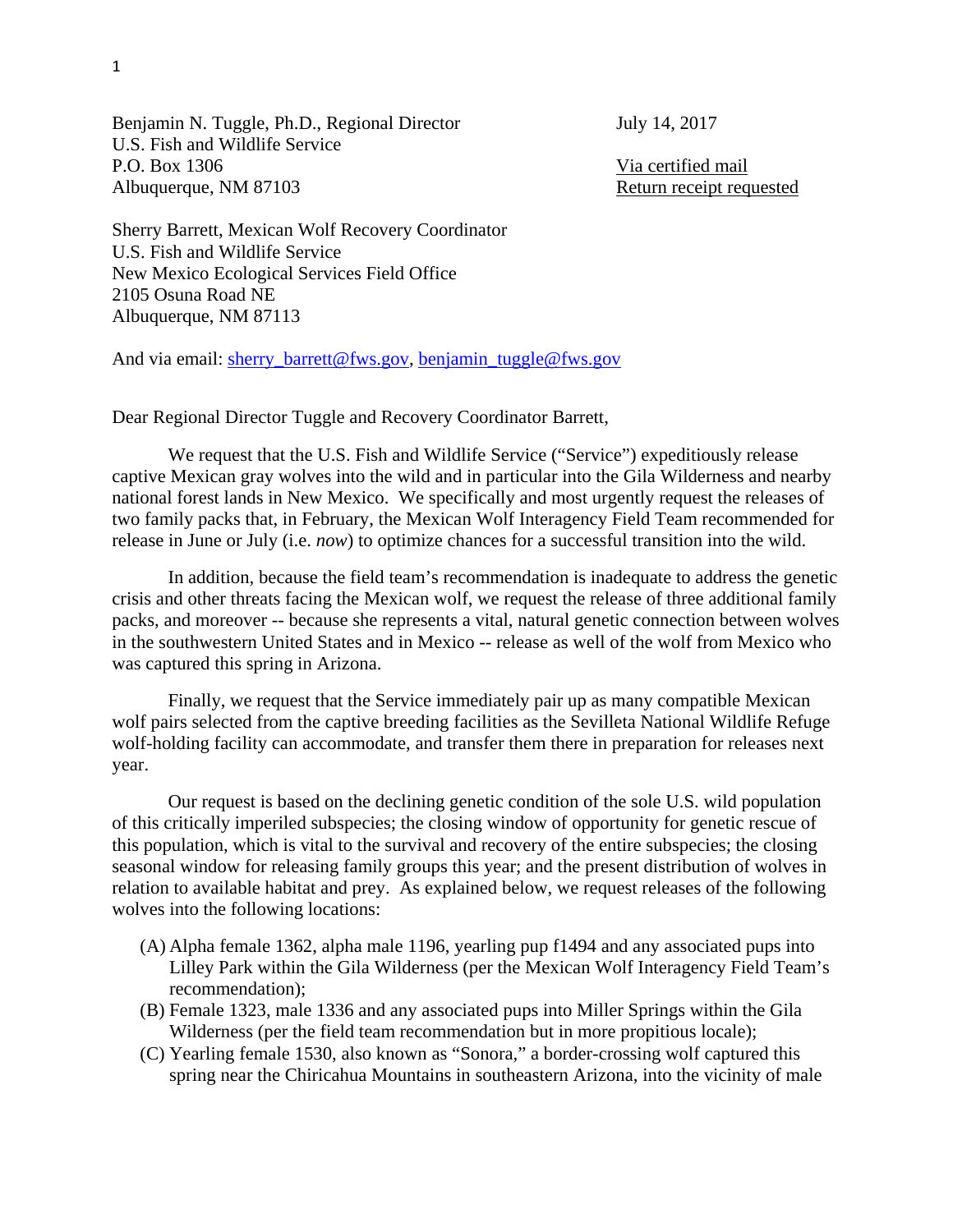Benjamin N. Tuggle, Ph.D., Regional Director
U.S. Fish and Wildlife Service
P.O. Box 1306
Albuquerque, NM 87103

July 14, 2017

Via certified mail
Return receipt requested

Sherry Barrett, Mexican Wolf Recovery Coordinator
U.S. Fish and Wildlife Service
New Mexico Ecological Services Field Office
2105 Osuna Road NE
Albuquerque, NM 87113

And via email: sherry_barrett@fws.gov, benjamin_tuggle@fws.gov

Dear Regional Director Tuggle and Recovery Coordinator Barrett,

We request that the U.S. Fish and Wildlife Service ("Service") expeditiously release captive Mexican gray wolves into the wild and in particular into the Gila Wilderness and nearby national forest lands in New Mexico. We specifically and most urgently request the releases of two family packs that, in February, the Mexican Wolf Interagency Field Team recommended for release in June or July (i.e. *now*) to optimize chances for a successful transition into the wild.

In addition, because the field team's recommendation is inadequate to address the genetic crisis and other threats facing the Mexican wolf, we request the release of three additional family packs, and moreover -- because she represents a vital, natural genetic connection between wolves in the southwestern United States and in Mexico -- release as well of the wolf from Mexico who was captured this spring in Arizona.

Finally, we request that the Service immediately pair up as many compatible Mexican wolf pairs selected from the captive breeding facilities as the Sevilleta National Wildlife Refuge wolf-holding facility can accommodate, and transfer them there in preparation for releases next year.

Our request is based on the declining genetic condition of the sole U.S. wild population of this critically imperiled subspecies; the closing window of opportunity for genetic rescue of this population, which is vital to the survival and recovery of the entire subspecies; the closing seasonal window for releasing family groups this year; and the present distribution of wolves in relation to available habitat and prey. As explained below, we request releases of the following wolves into the following locations:

(A) Alpha female 1362, alpha male 1196, yearling pup f1494 and any associated pups into Lilley Park within the Gila Wilderness (per the Mexican Wolf Interagency Field Team's recommendation);
(B) Female 1323, male 1336 and any associated pups into Miller Springs within the Gila Wilderness (per the field team recommendation but in more propitious locale);
(C) Yearling female 1530, also known as "Sonora," a border-crossing wolf captured this spring near the Chiricahua Mountains in southeastern Arizona, into the vicinity of male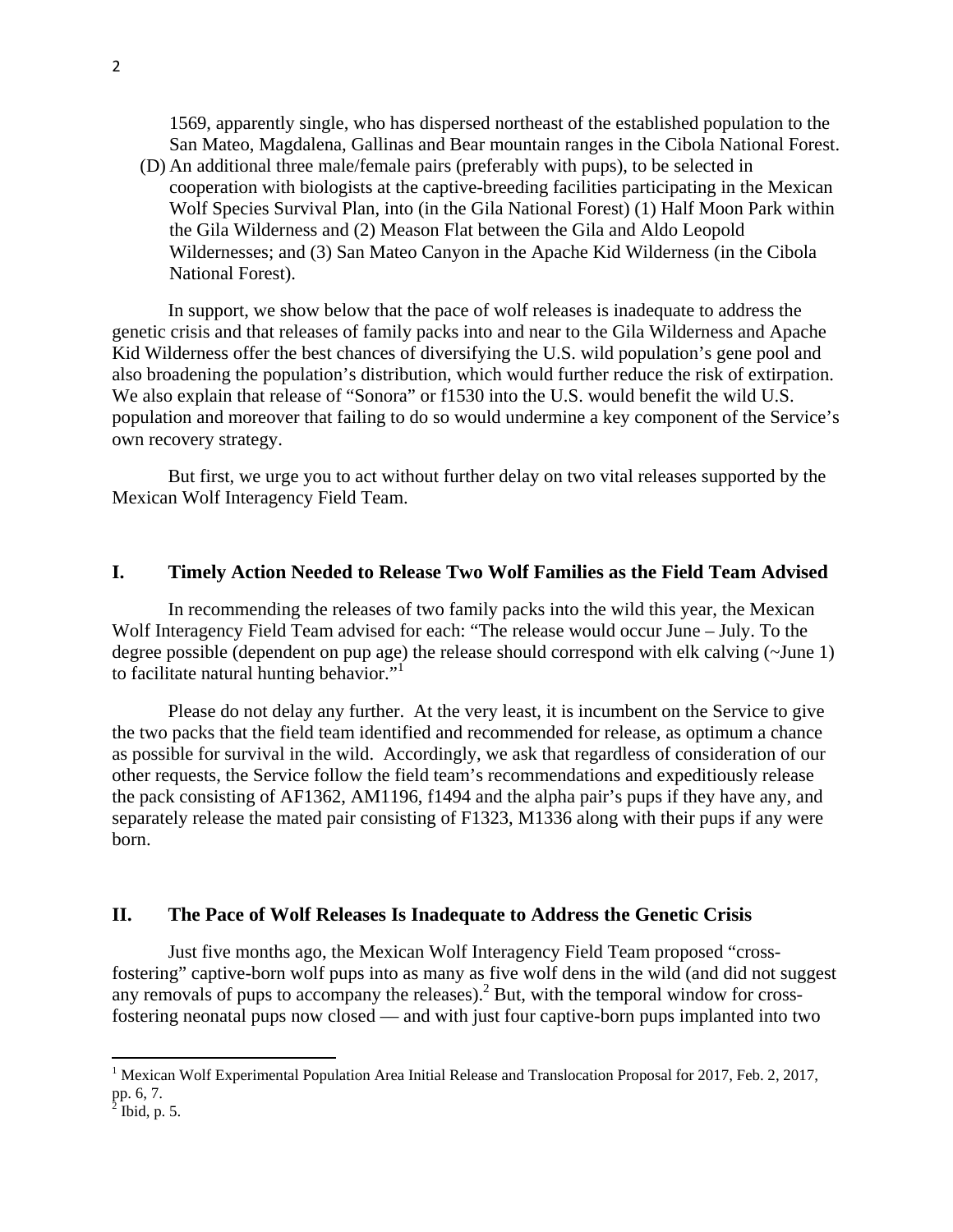1569, apparently single, who has dispersed northeast of the established population to the San Mateo, Magdalena, Gallinas and Bear mountain ranges in the Cibola National Forest.

(D) An additional three male/female pairs (preferably with pups), to be selected in cooperation with biologists at the captive-breeding facilities participating in the Mexican Wolf Species Survival Plan, into (in the Gila National Forest) (1) Half Moon Park within the Gila Wilderness and (2) Meason Flat between the Gila and Aldo Leopold Wildernesses; and (3) San Mateo Canyon in the Apache Kid Wilderness (in the Cibola National Forest).

In support, we show below that the pace of wolf releases is inadequate to address the genetic crisis and that releases of family packs into and near to the Gila Wilderness and Apache Kid Wilderness offer the best chances of diversifying the U.S. wild population's gene pool and also broadening the population's distribution, which would further reduce the risk of extirpation. We also explain that release of "Sonora" or f1530 into the U.S. would benefit the wild U.S. population and moreover that failing to do so would undermine a key component of the Service's own recovery strategy.

But first, we urge you to act without further delay on two vital releases supported by the Mexican Wolf Interagency Field Team.

## I. Timely Action Needed to Release Two Wolf Families as the Field Team Advised

In recommending the releases of two family packs into the wild this year, the Mexican Wolf Interagency Field Team advised for each: "The release would occur June – July. To the degree possible (dependent on pup age) the release should correspond with elk calving (~June 1) to facilitate natural hunting behavior."[1]

Please do not delay any further. At the very least, it is incumbent on the Service to give the two packs that the field team identified and recommended for release, as optimum a chance as possible for survival in the wild. Accordingly, we ask that regardless of consideration of our other requests, the Service follow the field team's recommendations and expeditiously release the pack consisting of AF1362, AM1196, f1494 and the alpha pair's pups if they have any, and separately release the mated pair consisting of F1323, M1336 along with their pups if any were born.

## II. The Pace of Wolf Releases Is Inadequate to Address the Genetic Crisis

Just five months ago, the Mexican Wolf Interagency Field Team proposed "cross-fostering" captive-born wolf pups into as many as five wolf dens in the wild (and did not suggest any removals of pups to accompany the releases).[2] But, with the temporal window for cross-fostering neonatal pups now closed — and with just four captive-born pups implanted into two

---

[1] Mexican Wolf Experimental Population Area Initial Release and Translocation Proposal for 2017, Feb. 2, 2017, pp. 6, 7.

[2] Ibid, p. 5.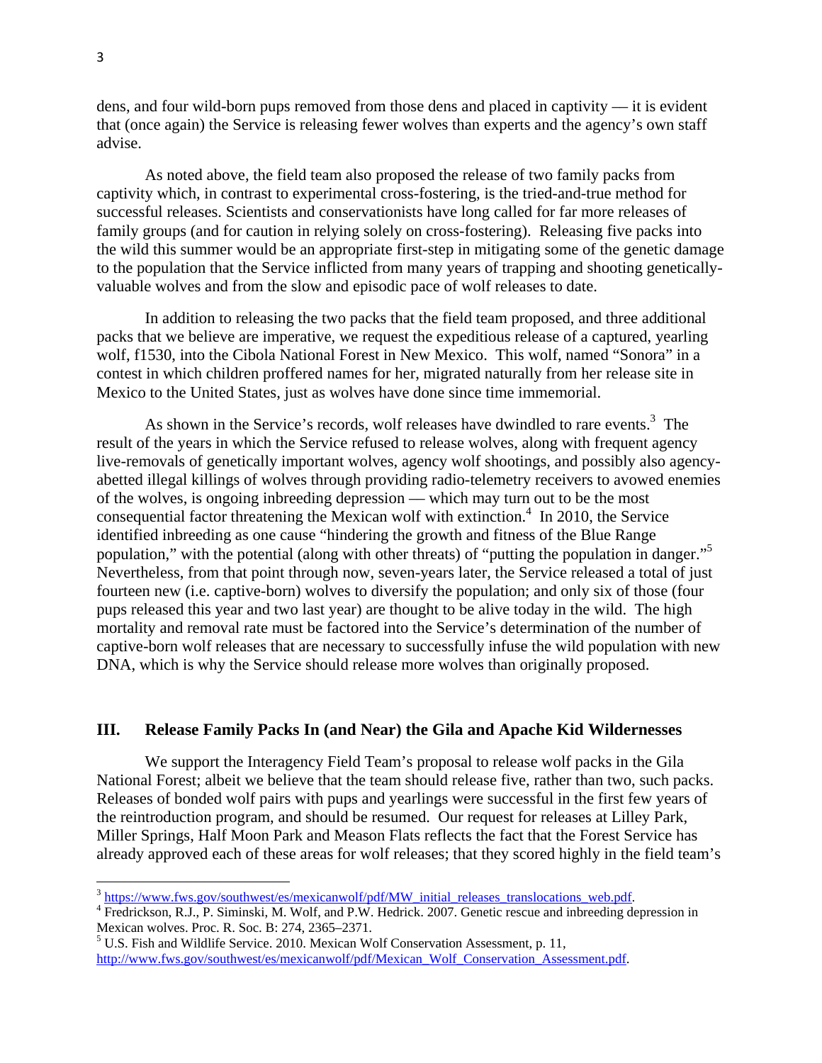dens, and four wild-born pups removed from those dens and placed in captivity — it is evident that (once again) the Service is releasing fewer wolves than experts and the agency's own staff advise.

As noted above, the field team also proposed the release of two family packs from captivity which, in contrast to experimental cross-fostering, is the tried-and-true method for successful releases. Scientists and conservationists have long called for far more releases of family groups (and for caution in relying solely on cross-fostering). Releasing five packs into the wild this summer would be an appropriate first-step in mitigating some of the genetic damage to the population that the Service inflicted from many years of trapping and shooting genetically-valuable wolves and from the slow and episodic pace of wolf releases to date.

In addition to releasing the two packs that the field team proposed, and three additional packs that we believe are imperative, we request the expeditious release of a captured, yearling wolf, f1530, into the Cibola National Forest in New Mexico. This wolf, named "Sonora" in a contest in which children proffered names for her, migrated naturally from her release site in Mexico to the United States, just as wolves have done since time immemorial.

As shown in the Service's records, wolf releases have dwindled to rare events.[3] The result of the years in which the Service refused to release wolves, along with frequent agency live-removals of genetically important wolves, agency wolf shootings, and possibly also agency-abetted illegal killings of wolves through providing radio-telemetry receivers to avowed enemies of the wolves, is ongoing inbreeding depression — which may turn out to be the most consequential factor threatening the Mexican wolf with extinction.[4] In 2010, the Service identified inbreeding as one cause "hindering the growth and fitness of the Blue Range population," with the potential (along with other threats) of "putting the population in danger."[5] Nevertheless, from that point through now, seven-years later, the Service released a total of just fourteen new (i.e. captive-born) wolves to diversify the population; and only six of those (four pups released this year and two last year) are thought to be alive today in the wild. The high mortality and removal rate must be factored into the Service's determination of the number of captive-born wolf releases that are necessary to successfully infuse the wild population with new DNA, which is why the Service should release more wolves than originally proposed.

## III. Release Family Packs In (and Near) the Gila and Apache Kid Wildernesses

We support the Interagency Field Team's proposal to release wolf packs in the Gila National Forest; albeit we believe that the team should release five, rather than two, such packs. Releases of bonded wolf pairs with pups and yearlings were successful in the first few years of the reintroduction program, and should be resumed. Our request for releases at Lilley Park, Miller Springs, Half Moon Park and Meason Flats reflects the fact that the Forest Service has already approved each of these areas for wolf releases; that they scored highly in the field team's

---

[3] https://www.fws.gov/southwest/es/mexicanwolf/pdf/MW_initial_releases_translocations_web.pdf.

[4] Fredrickson, R.J., P. Siminski, M. Wolf, and P.W. Hedrick. 2007. Genetic rescue and inbreeding depression in Mexican wolves. Proc. R. Soc. B: 274, 2365–2371.

[5] U.S. Fish and Wildlife Service. 2010. Mexican Wolf Conservation Assessment, p. 11, http://www.fws.gov/southwest/es/mexicanwolf/pdf/Mexican_Wolf_Conservation_Assessment.pdf.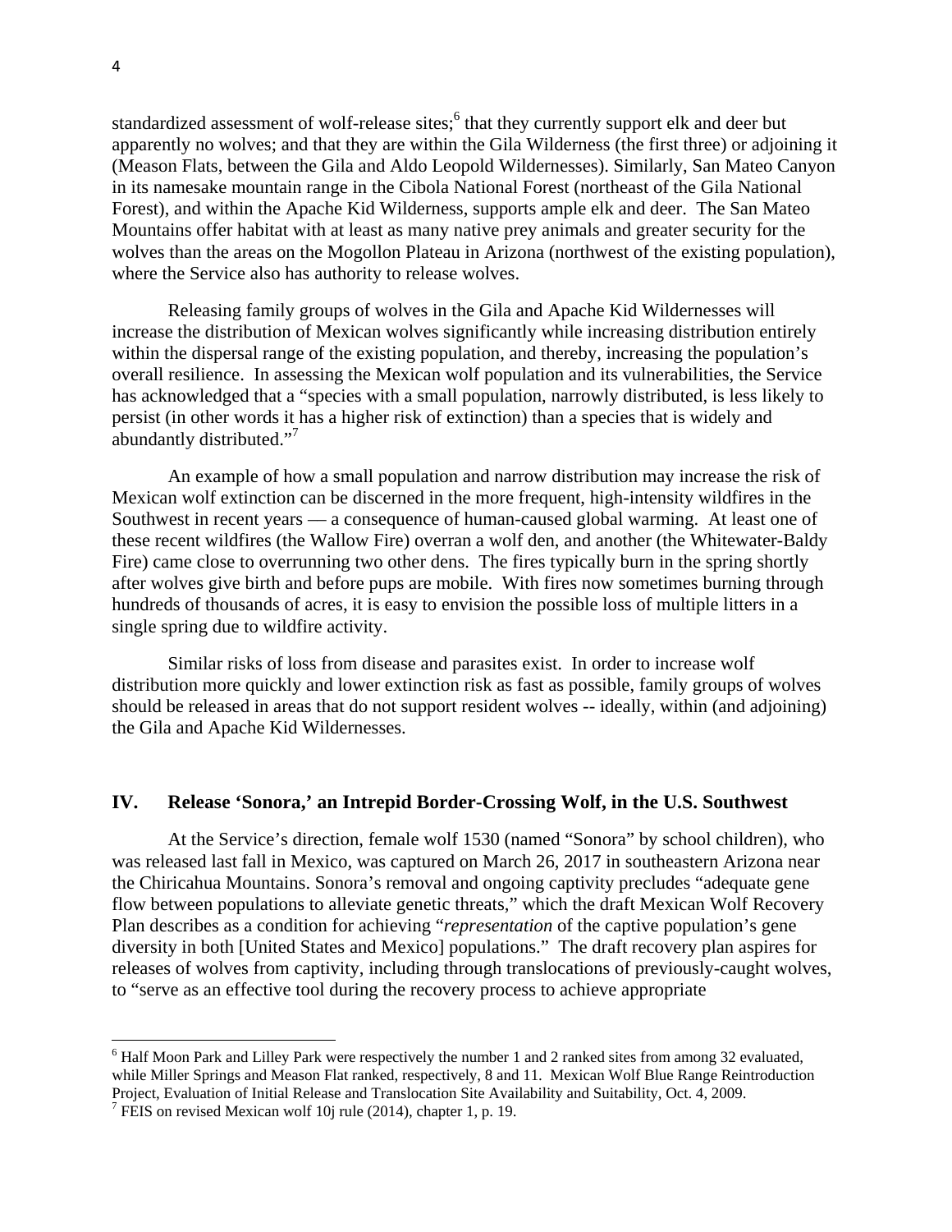standardized assessment of wolf-release sites;[6] that they currently support elk and deer but apparently no wolves; and that they are within the Gila Wilderness (the first three) or adjoining it (Meason Flats, between the Gila and Aldo Leopold Wildernesses). Similarly, San Mateo Canyon in its namesake mountain range in the Cibola National Forest (northeast of the Gila National Forest), and within the Apache Kid Wilderness, supports ample elk and deer. The San Mateo Mountains offer habitat with at least as many native prey animals and greater security for the wolves than the areas on the Mogollon Plateau in Arizona (northwest of the existing population), where the Service also has authority to release wolves.

Releasing family groups of wolves in the Gila and Apache Kid Wildernesses will increase the distribution of Mexican wolves significantly while increasing distribution entirely within the dispersal range of the existing population, and thereby, increasing the population's overall resilience. In assessing the Mexican wolf population and its vulnerabilities, the Service has acknowledged that a "species with a small population, narrowly distributed, is less likely to persist (in other words it has a higher risk of extinction) than a species that is widely and abundantly distributed."[7]

An example of how a small population and narrow distribution may increase the risk of Mexican wolf extinction can be discerned in the more frequent, high-intensity wildfires in the Southwest in recent years — a consequence of human-caused global warming. At least one of these recent wildfires (the Wallow Fire) overran a wolf den, and another (the Whitewater-Baldy Fire) came close to overrunning two other dens. The fires typically burn in the spring shortly after wolves give birth and before pups are mobile. With fires now sometimes burning through hundreds of thousands of acres, it is easy to envision the possible loss of multiple litters in a single spring due to wildfire activity.

Similar risks of loss from disease and parasites exist. In order to increase wolf distribution more quickly and lower extinction risk as fast as possible, family groups of wolves should be released in areas that do not support resident wolves -- ideally, within (and adjoining) the Gila and Apache Kid Wildernesses.

## IV. Release 'Sonora,' an Intrepid Border-Crossing Wolf, in the U.S. Southwest

At the Service's direction, female wolf 1530 (named "Sonora" by school children), who was released last fall in Mexico, was captured on March 26, 2017 in southeastern Arizona near the Chiricahua Mountains. Sonora's removal and ongoing captivity precludes "adequate gene flow between populations to alleviate genetic threats," which the draft Mexican Wolf Recovery Plan describes as a condition for achieving "*representation* of the captive population's gene diversity in both [United States and Mexico] populations." The draft recovery plan aspires for releases of wolves from captivity, including through translocations of previously-caught wolves, to "serve as an effective tool during the recovery process to achieve appropriate

---

[6] Half Moon Park and Lilley Park were respectively the number 1 and 2 ranked sites from among 32 evaluated, while Miller Springs and Meason Flat ranked, respectively, 8 and 11. Mexican Wolf Blue Range Reintroduction Project, Evaluation of Initial Release and Translocation Site Availability and Suitability, Oct. 4, 2009.

[7] FEIS on revised Mexican wolf 10j rule (2014), chapter 1, p. 19.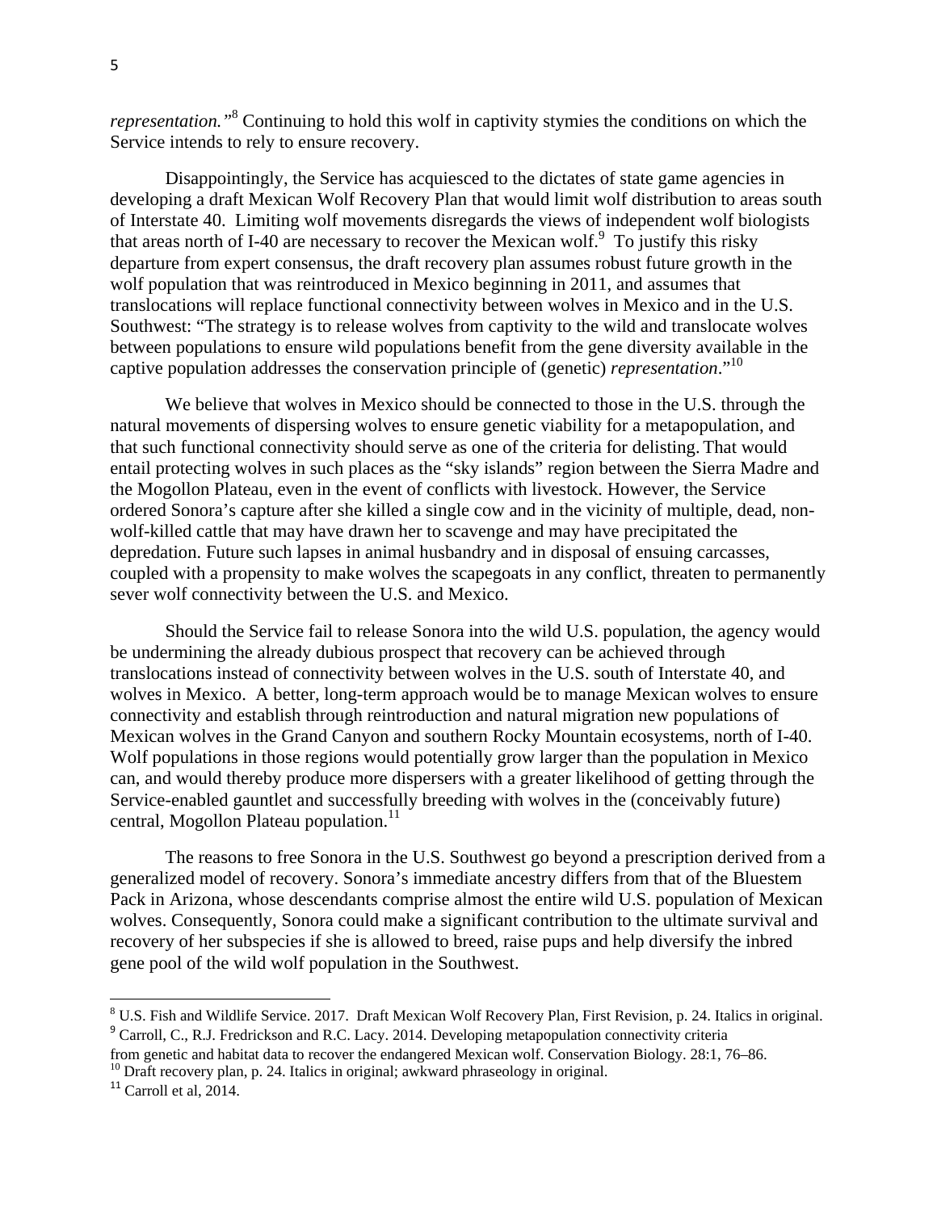*representation.*"[8] Continuing to hold this wolf in captivity stymies the conditions on which the Service intends to rely to ensure recovery.

Disappointingly, the Service has acquiesced to the dictates of state game agencies in developing a draft Mexican Wolf Recovery Plan that would limit wolf distribution to areas south of Interstate 40. Limiting wolf movements disregards the views of independent wolf biologists that areas north of I-40 are necessary to recover the Mexican wolf.[9] To justify this risky departure from expert consensus, the draft recovery plan assumes robust future growth in the wolf population that was reintroduced in Mexico beginning in 2011, and assumes that translocations will replace functional connectivity between wolves in Mexico and in the U.S. Southwest: "The strategy is to release wolves from captivity to the wild and translocate wolves between populations to ensure wild populations benefit from the gene diversity available in the captive population addresses the conservation principle of (genetic) *representation*."[10]

We believe that wolves in Mexico should be connected to those in the U.S. through the natural movements of dispersing wolves to ensure genetic viability for a metapopulation, and that such functional connectivity should serve as one of the criteria for delisting. That would entail protecting wolves in such places as the "sky islands" region between the Sierra Madre and the Mogollon Plateau, even in the event of conflicts with livestock. However, the Service ordered Sonora's capture after she killed a single cow and in the vicinity of multiple, dead, non-wolf-killed cattle that may have drawn her to scavenge and may have precipitated the depredation. Future such lapses in animal husbandry and in disposal of ensuing carcasses, coupled with a propensity to make wolves the scapegoats in any conflict, threaten to permanently sever wolf connectivity between the U.S. and Mexico.

Should the Service fail to release Sonora into the wild U.S. population, the agency would be undermining the already dubious prospect that recovery can be achieved through translocations instead of connectivity between wolves in the U.S. south of Interstate 40, and wolves in Mexico. A better, long-term approach would be to manage Mexican wolves to ensure connectivity and establish through reintroduction and natural migration new populations of Mexican wolves in the Grand Canyon and southern Rocky Mountain ecosystems, north of I-40. Wolf populations in those regions would potentially grow larger than the population in Mexico can, and would thereby produce more dispersers with a greater likelihood of getting through the Service-enabled gauntlet and successfully breeding with wolves in the (conceivably future) central, Mogollon Plateau population.[11]

The reasons to free Sonora in the U.S. Southwest go beyond a prescription derived from a generalized model of recovery. Sonora's immediate ancestry differs from that of the Bluestem Pack in Arizona, whose descendants comprise almost the entire wild U.S. population of Mexican wolves. Consequently, Sonora could make a significant contribution to the ultimate survival and recovery of her subspecies if she is allowed to breed, raise pups and help diversify the inbred gene pool of the wild wolf population in the Southwest.

---

[8] U.S. Fish and Wildlife Service. 2017. Draft Mexican Wolf Recovery Plan, First Revision, p. 24. Italics in original.

[9] Carroll, C., R.J. Fredrickson and R.C. Lacy. 2014. Developing metapopulation connectivity criteria from genetic and habitat data to recover the endangered Mexican wolf. Conservation Biology. 28:1, 76–86.

[10] Draft recovery plan, p. 24. Italics in original; awkward phraseology in original.

[11] Carroll et al, 2014.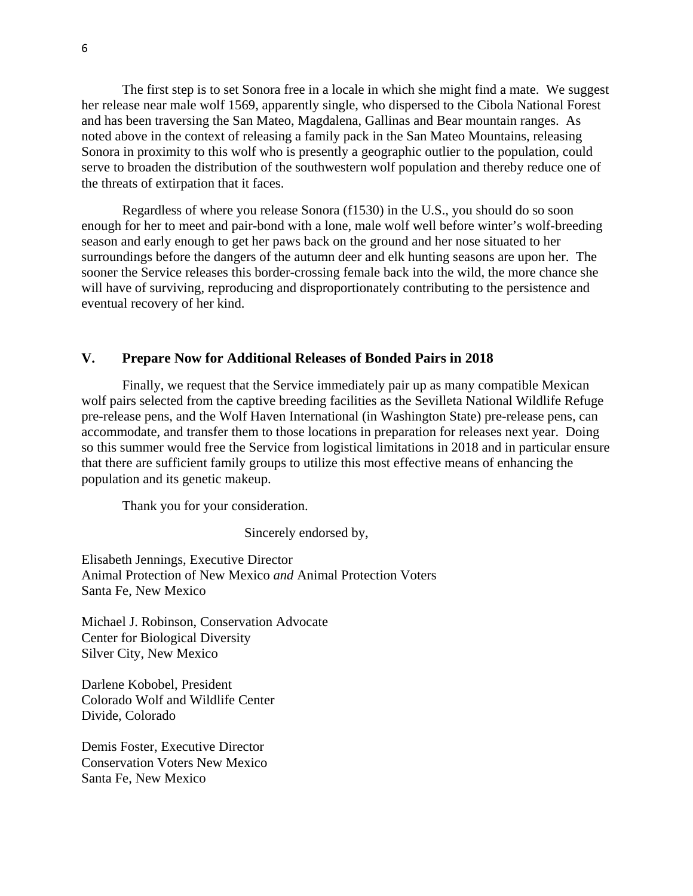The first step is to set Sonora free in a locale in which she might find a mate. We suggest her release near male wolf 1569, apparently single, who dispersed to the Cibola National Forest and has been traversing the San Mateo, Magdalena, Gallinas and Bear mountain ranges. As noted above in the context of releasing a family pack in the San Mateo Mountains, releasing Sonora in proximity to this wolf who is presently a geographic outlier to the population, could serve to broaden the distribution of the southwestern wolf population and thereby reduce one of the threats of extirpation that it faces.

Regardless of where you release Sonora (f1530) in the U.S., you should do so soon enough for her to meet and pair-bond with a lone, male wolf well before winter's wolf-breeding season and early enough to get her paws back on the ground and her nose situated to her surroundings before the dangers of the autumn deer and elk hunting seasons are upon her. The sooner the Service releases this border-crossing female back into the wild, the more chance she will have of surviving, reproducing and disproportionately contributing to the persistence and eventual recovery of her kind.

## V. Prepare Now for Additional Releases of Bonded Pairs in 2018

Finally, we request that the Service immediately pair up as many compatible Mexican wolf pairs selected from the captive breeding facilities as the Sevilleta National Wildlife Refuge pre-release pens, and the Wolf Haven International (in Washington State) pre-release pens, can accommodate, and transfer them to those locations in preparation for releases next year. Doing so this summer would free the Service from logistical limitations in 2018 and in particular ensure that there are sufficient family groups to utilize this most effective means of enhancing the population and its genetic makeup.

Thank you for your consideration.

Sincerely endorsed by,

Elisabeth Jennings, Executive Director
Animal Protection of New Mexico *and* Animal Protection Voters
Santa Fe, New Mexico

Michael J. Robinson, Conservation Advocate
Center for Biological Diversity
Silver City, New Mexico

Darlene Kobobel, President
Colorado Wolf and Wildlife Center
Divide, Colorado

Demis Foster, Executive Director
Conservation Voters New Mexico
Santa Fe, New Mexico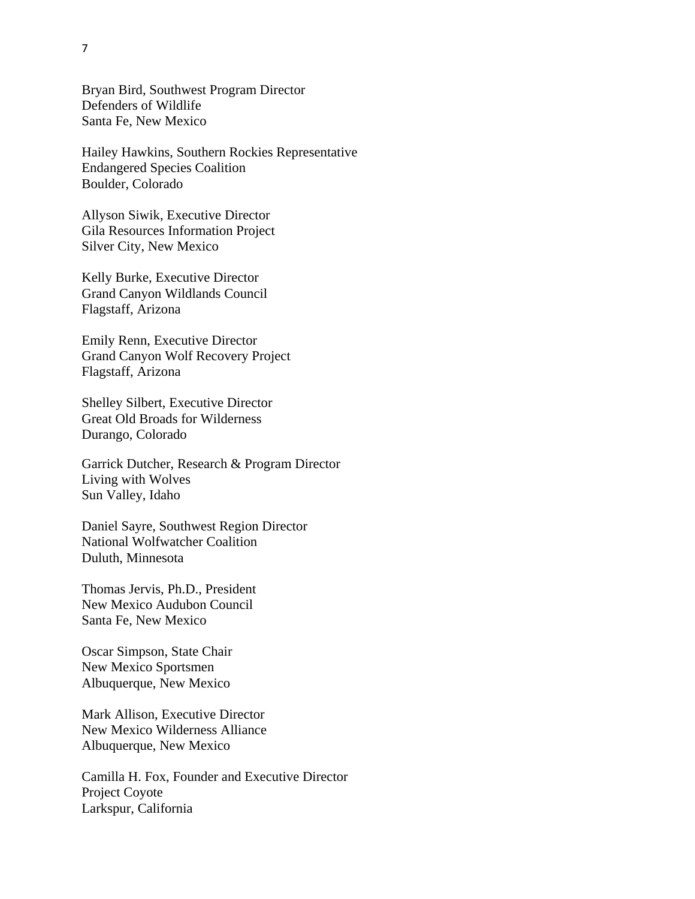Bryan Bird, Southwest Program Director
Defenders of Wildlife
Santa Fe, New Mexico

Hailey Hawkins, Southern Rockies Representative
Endangered Species Coalition
Boulder, Colorado

Allyson Siwik, Executive Director
Gila Resources Information Project
Silver City, New Mexico

Kelly Burke, Executive Director
Grand Canyon Wildlands Council
Flagstaff, Arizona

Emily Renn, Executive Director
Grand Canyon Wolf Recovery Project
Flagstaff, Arizona

Shelley Silbert, Executive Director
Great Old Broads for Wilderness
Durango, Colorado

Garrick Dutcher, Research & Program Director
Living with Wolves
Sun Valley, Idaho

Daniel Sayre, Southwest Region Director
National Wolfwatcher Coalition
Duluth, Minnesota

Thomas Jervis, Ph.D., President
New Mexico Audubon Council
Santa Fe, New Mexico

Oscar Simpson, State Chair
New Mexico Sportsmen
Albuquerque, New Mexico

Mark Allison, Executive Director
New Mexico Wilderness Alliance
Albuquerque, New Mexico

Camilla H. Fox, Founder and Executive Director
Project Coyote
Larkspur, California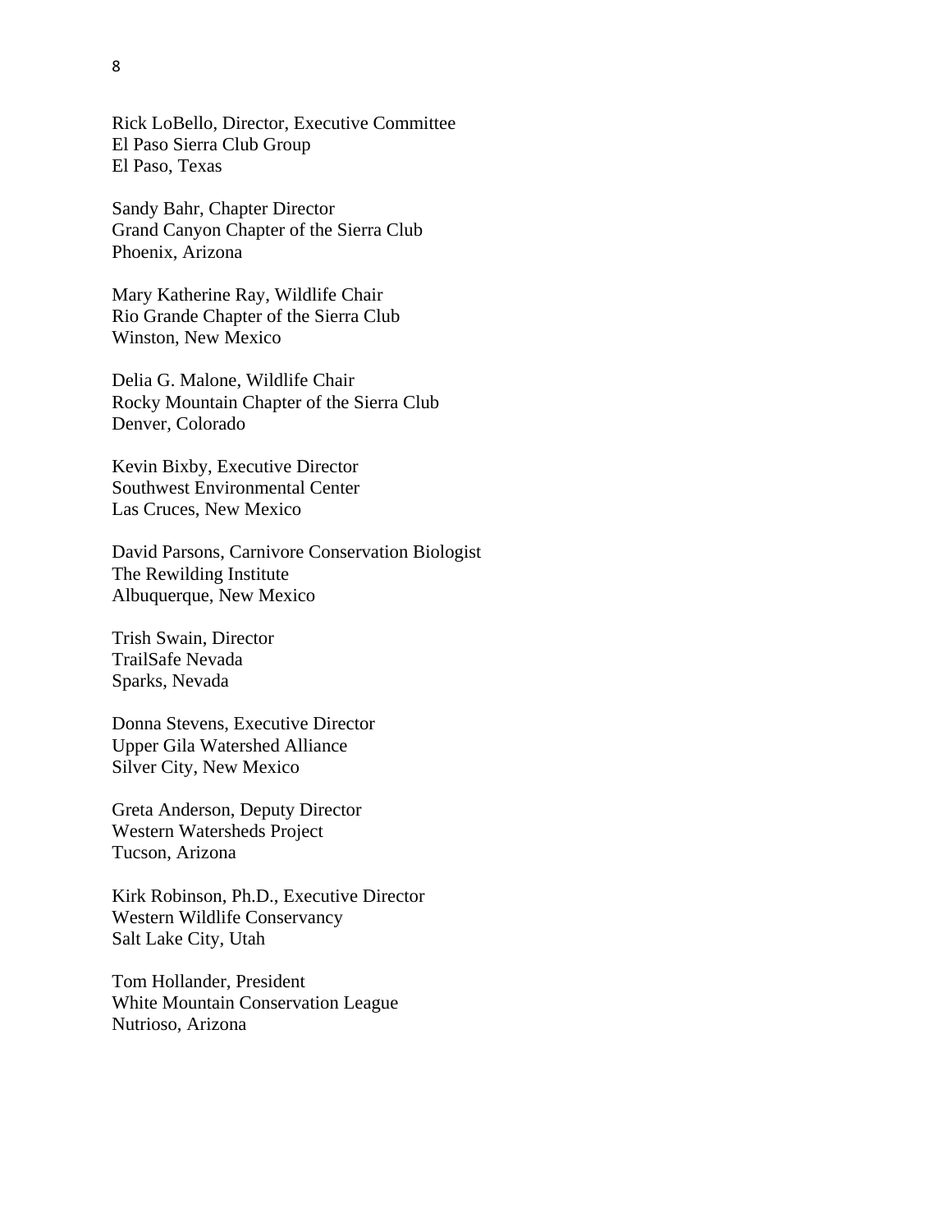Rick LoBello, Director, Executive Committee
El Paso Sierra Club Group
El Paso, Texas

Sandy Bahr, Chapter Director
Grand Canyon Chapter of the Sierra Club
Phoenix, Arizona

Mary Katherine Ray, Wildlife Chair
Rio Grande Chapter of the Sierra Club
Winston, New Mexico

Delia G. Malone, Wildlife Chair
Rocky Mountain Chapter of the Sierra Club
Denver, Colorado

Kevin Bixby, Executive Director
Southwest Environmental Center
Las Cruces, New Mexico

David Parsons, Carnivore Conservation Biologist
The Rewilding Institute
Albuquerque, New Mexico

Trish Swain, Director
TrailSafe Nevada
Sparks, Nevada

Donna Stevens, Executive Director
Upper Gila Watershed Alliance
Silver City, New Mexico

Greta Anderson, Deputy Director
Western Watersheds Project
Tucson, Arizona

Kirk Robinson, Ph.D., Executive Director
Western Wildlife Conservancy
Salt Lake City, Utah

Tom Hollander, President
White Mountain Conservation League
Nutrioso, Arizona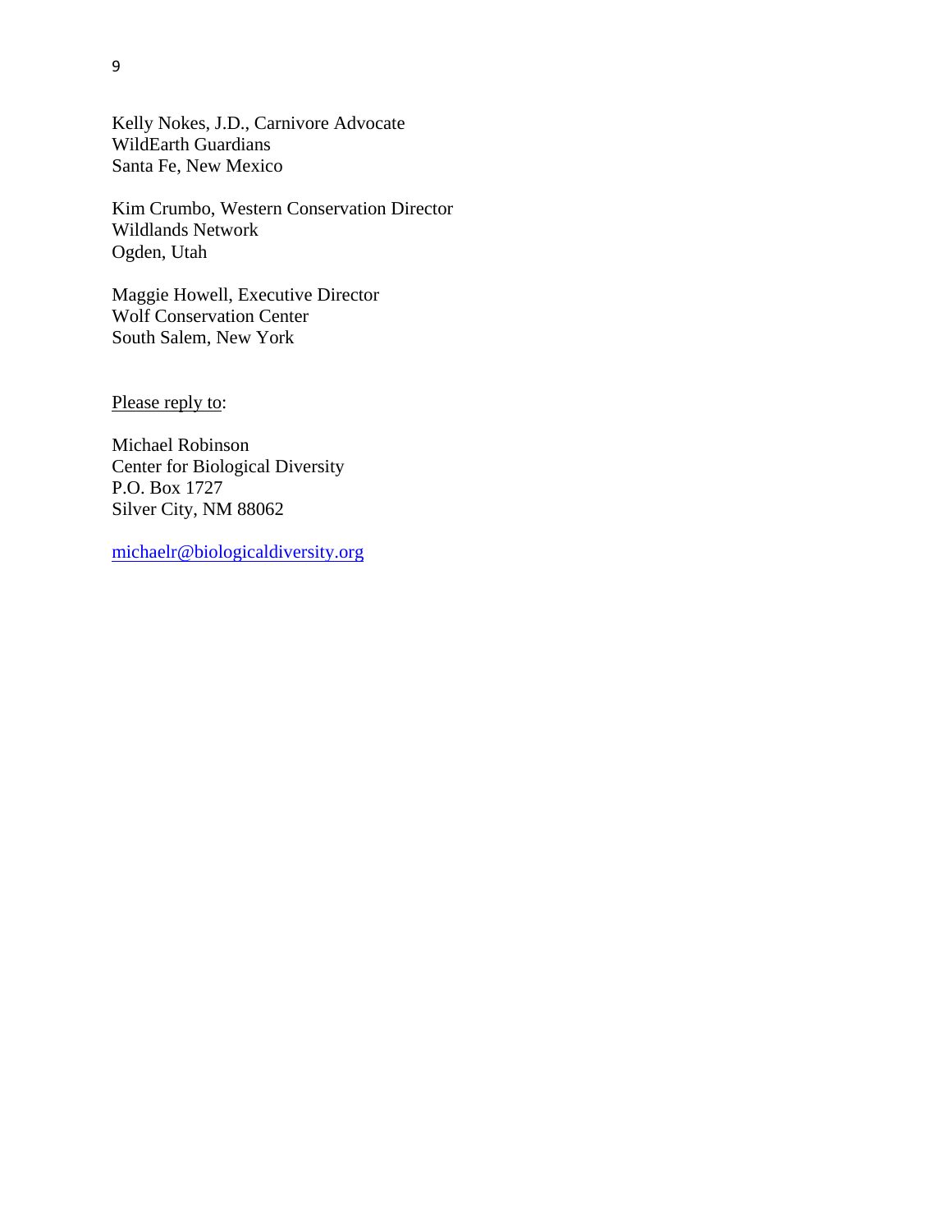Kelly Nokes, J.D., Carnivore Advocate
WildEarth Guardians
Santa Fe, New Mexico

Kim Crumbo, Western Conservation Director
Wildlands Network
Ogden, Utah

Maggie Howell, Executive Director
Wolf Conservation Center
South Salem, New York

Please reply to:

Michael Robinson
Center for Biological Diversity
P.O. Box 1727
Silver City, NM 88062

michaelr@biologicaldiversity.org